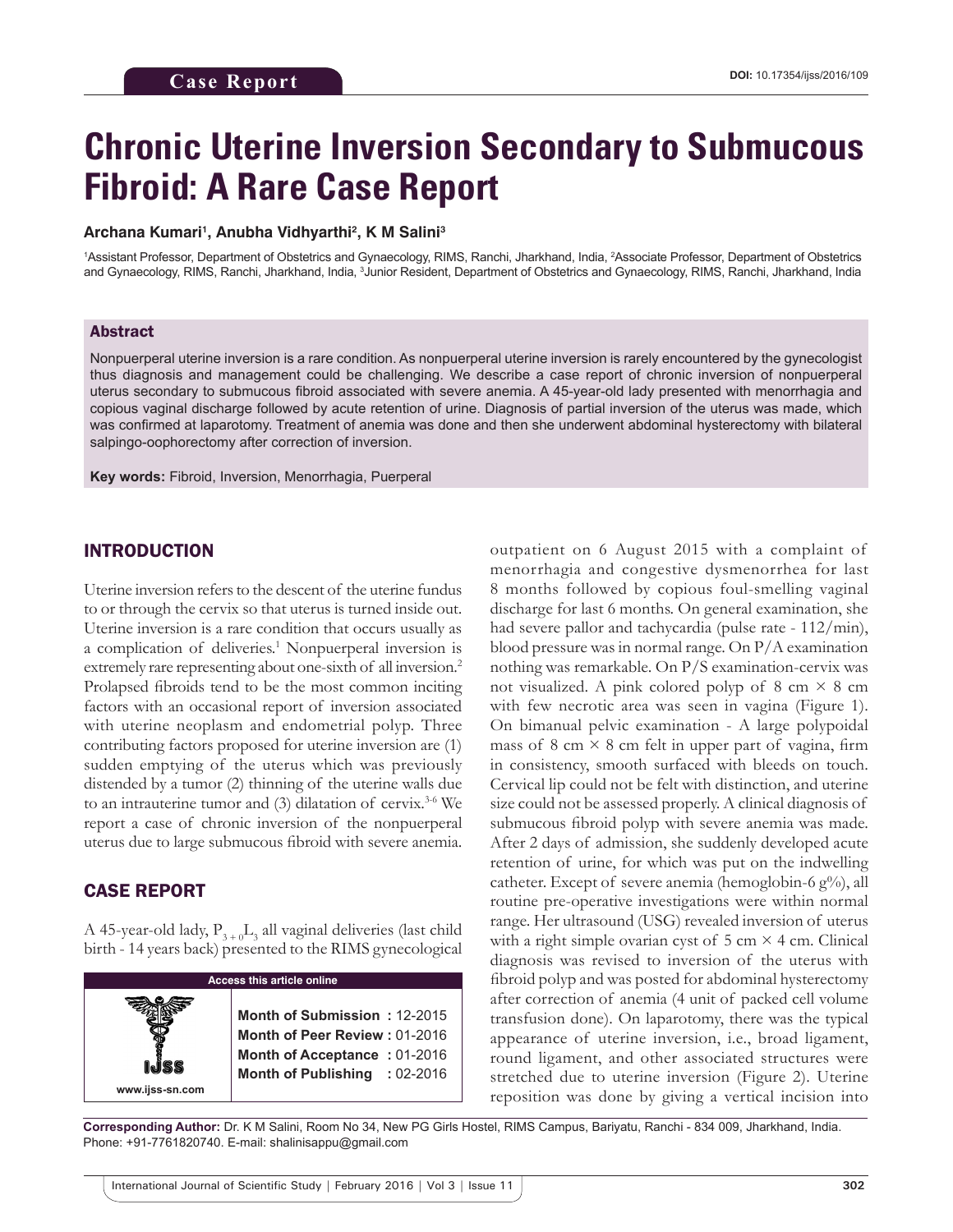Case Report

DOI: 10.17354/ijss/2016/109

# Chronic Uterine Inversion Secondary to Submucous Fibroid: A Rare Case Report

**Archana Kumari[1], Anubha Vidhyarthi[2], K M Salini[3]**

[1]Assistant Professor, Department of Obstetrics and Gynaecology, RIMS, Ranchi, Jharkhand, India, [2]Associate Professor, Department of Obstetrics and Gynaecology, RIMS, Ranchi, Jharkhand, India, [3]Junior Resident, Department of Obstetrics and Gynaecology, RIMS, Ranchi, Jharkhand, India

## Abstract

Nonpuerperal uterine inversion is a rare condition. As nonpuerperal uterine inversion is rarely encountered by the gynecologist thus diagnosis and management could be challenging. We describe a case report of chronic inversion of nonpuerperal uterus secondary to submucous fibroid associated with severe anemia. A 45-year-old lady presented with menorrhagia and copious vaginal discharge followed by acute retention of urine. Diagnosis of partial inversion of the uterus was made, which was confirmed at laparotomy. Treatment of anemia was done and then she underwent abdominal hysterectomy with bilateral salpingo-oophorectomy after correction of inversion.

**Key words:** Fibroid, Inversion, Menorrhagia, Puerperal

## INTRODUCTION

Uterine inversion refers to the descent of the uterine fundus to or through the cervix so that uterus is turned inside out. Uterine inversion is a rare condition that occurs usually as a complication of deliveries.[1] Nonpuerperal inversion is extremely rare representing about one-sixth of all inversion.[2] Prolapsed fibroids tend to be the most common inciting factors with an occasional report of inversion associated with uterine neoplasm and endometrial polyp. Three contributing factors proposed for uterine inversion are (1) sudden emptying of the uterus which was previously distended by a tumor (2) thinning of the uterine walls due to an intrauterine tumor and (3) dilatation of cervix.[3-6] We report a case of chronic inversion of the nonpuerperal uterus due to large submucous fibroid with severe anemia.

## CASE REPORT

A 45-year-old lady, $P_{3+0}L_3$ all vaginal deliveries (last child birth - 14 years back) presented to the RIMS gynecological outpatient on 6 August 2015 with a complaint of menorrhagia and congestive dysmenorrhea for last 8 months followed by copious foul-smelling vaginal discharge for last 6 months. On general examination, she had severe pallor and tachycardia (pulse rate - 112/min), blood pressure was in normal range. On P/A examination nothing was remarkable. On P/S examination-cervix was not visualized. A pink colored polyp of 8 cm × 8 cm with few necrotic area was seen in vagina (Figure 1). On bimanual pelvic examination - A large polypoidal mass of 8 cm × 8 cm felt in upper part of vagina, firm in consistency, smooth surfaced with bleeds on touch. Cervical lip could not be felt with distinction, and uterine size could not be assessed properly. A clinical diagnosis of submucous fibroid polyp with severe anemia was made. After 2 days of admission, she suddenly developed acute retention of urine, for which was put on the indwelling catheter. Except of severe anemia (hemoglobin-6 g%), all routine pre-operative investigations were within normal range. Her ultrasound (USG) revealed inversion of uterus with a right simple ovarian cyst of 5 cm × 4 cm. Clinical diagnosis was revised to inversion of the uterus with fibroid polyp and was posted for abdominal hysterectomy after correction of anemia (4 unit of packed cell volume transfusion done). On laparotomy, there was the typical appearance of uterine inversion, i.e., broad ligament, round ligament, and other associated structures were stretched due to uterine inversion (Figure 2). Uterine reposition was done by giving a vertical incision into

| Access this article online | |
|---|---|
| www.ijss-sn.com | **Month of Submission :** 12-2015<br>**Month of Peer Review :** 01-2016<br>**Month of Acceptance :** 01-2016<br>**Month of Publishing :** 02-2016 |

**Corresponding Author:** Dr. K M Salini, Room No 34, New PG Girls Hostel, RIMS Campus, Bariyatu, Ranchi - 834 009, Jharkhand, India. Phone: +91-7761820740. E-mail: shalinisappu@gmail.com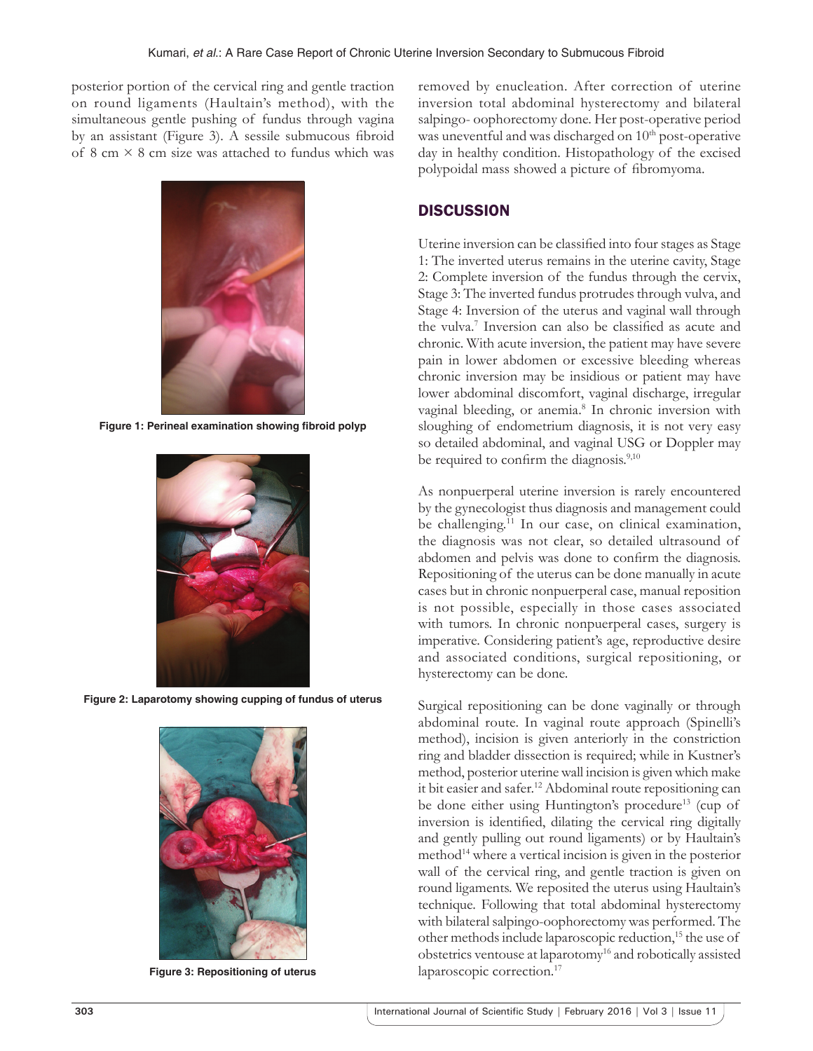posterior portion of the cervical ring and gentle traction on round ligaments (Haultain's method), with the simultaneous gentle pushing of fundus through vagina by an assistant (Figure 3). A sessile submucous fibroid of 8 cm × 8 cm size was attached to fundus which was removed by enucleation. After correction of uterine inversion total abdominal hysterectomy and bilateral salpingo- oophorectomy done. Her post-operative period was uneventful and was discharged on 10th post-operative day in healthy condition. Histopathology of the excised polypoidal mass showed a picture of fibromyoma.

Figure 1: Perineal examination showing fibroid polyp

Figure 2: Laparotomy showing cupping of fundus of uterus

Figure 3: Repositioning of uterus

## DISCUSSION

Uterine inversion can be classified into four stages as Stage 1: The inverted uterus remains in the uterine cavity, Stage 2: Complete inversion of the fundus through the cervix, Stage 3: The inverted fundus protrudes through vulva, and Stage 4: Inversion of the uterus and vaginal wall through the vulva.[7] Inversion can also be classified as acute and chronic. With acute inversion, the patient may have severe pain in lower abdomen or excessive bleeding whereas chronic inversion may be insidious or patient may have lower abdominal discomfort, vaginal discharge, irregular vaginal bleeding, or anemia.[8] In chronic inversion with sloughing of endometrium diagnosis, it is not very easy so detailed abdominal, and vaginal USG or Doppler may be required to confirm the diagnosis.[9,10]

As nonpuerperal uterine inversion is rarely encountered by the gynecologist thus diagnosis and management could be challenging.[11] In our case, on clinical examination, the diagnosis was not clear, so detailed ultrasound of abdomen and pelvis was done to confirm the diagnosis. Repositioning of the uterus can be done manually in acute cases but in chronic nonpuerperal case, manual reposition is not possible, especially in those cases associated with tumors. In chronic nonpuerperal cases, surgery is imperative. Considering patient's age, reproductive desire and associated conditions, surgical repositioning, or hysterectomy can be done.

Surgical repositioning can be done vaginally or through abdominal route. In vaginal route approach (Spinelli's method), incision is given anteriorly in the constriction ring and bladder dissection is required; while in Kustner's method, posterior uterine wall incision is given which make it bit easier and safer.[12] Abdominal route repositioning can be done either using Huntington's procedure[13] (cup of inversion is identified, dilating the cervical ring digitally and gently pulling out round ligaments) or by Haultain's method[14] where a vertical incision is given in the posterior wall of the cervical ring, and gentle traction is given on round ligaments. We reposited the uterus using Haultain's technique. Following that total abdominal hysterectomy with bilateral salpingo-oophorectomy was performed. The other methods include laparoscopic reduction,[15] the use of obstetrics ventouse at laparotomy[16] and robotically assisted laparoscopic correction.[17]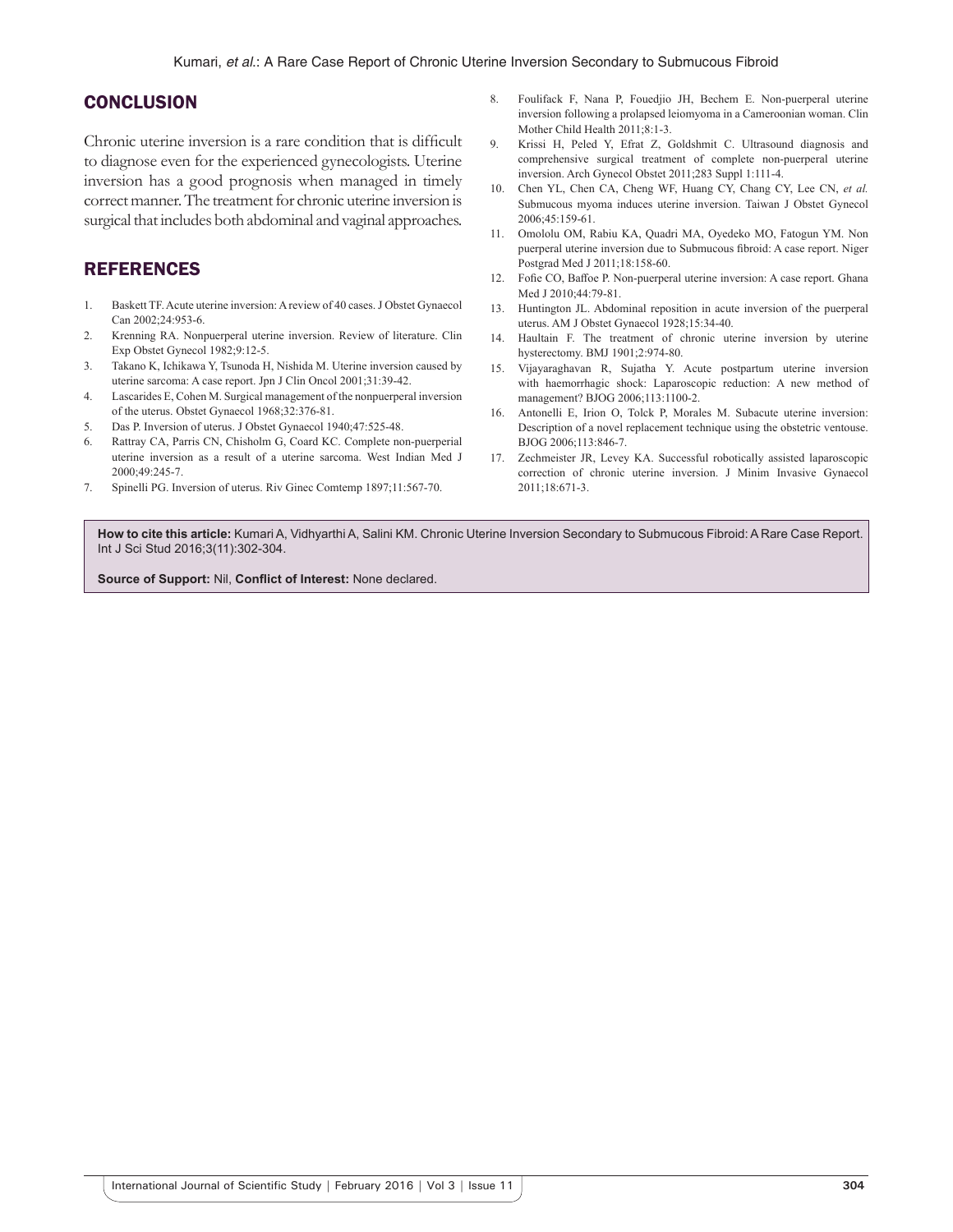## CONCLUSION

Chronic uterine inversion is a rare condition that is difficult to diagnose even for the experienced gynecologists. Uterine inversion has a good prognosis when managed in timely correct manner. The treatment for chronic uterine inversion is surgical that includes both abdominal and vaginal approaches.

## REFERENCES

1. Baskett TF. Acute uterine inversion: A review of 40 cases. J Obstet Gynaecol Can 2002;24:953-6.
2. Krenning RA. Nonpuerperal uterine inversion. Review of literature. Clin Exp Obstet Gynecol 1982;9:12-5.
3. Takano K, Ichikawa Y, Tsunoda H, Nishida M. Uterine inversion caused by uterine sarcoma: A case report. Jpn J Clin Oncol 2001;31:39-42.
4. Lascarides E, Cohen M. Surgical management of the nonpuerperal inversion of the uterus. Obstet Gynaecol 1968;32:376-81.
5. Das P. Inversion of uterus. J Obstet Gynaecol 1940;47:525-48.
6. Rattray CA, Parris CN, Chisholm G, Coard KC. Complete non-puerperial uterine inversion as a result of a uterine sarcoma. West Indian Med J 2000;49:245-7.
7. Spinelli PG. Inversion of uterus. Riv Ginec Comtemp 1897;11:567-70.
8. Foulifack F, Nana P, Fouedjio JH, Bechem E. Non-puerperal uterine inversion following a prolapsed leiomyoma in a Cameroonian woman. Clin Mother Child Health 2011;8:1-3.
9. Krissi H, Peled Y, Efrat Z, Goldshmit C. Ultrasound diagnosis and comprehensive surgical treatment of complete non-puerperal uterine inversion. Arch Gynecol Obstet 2011;283 Suppl 1:111-4.
10. Chen YL, Chen CA, Cheng WF, Huang CY, Chang CY, Lee CN, *et al.* Submucous myoma induces uterine inversion. Taiwan J Obstet Gynecol 2006;45:159-61.
11. Omololu OM, Rabiu KA, Quadri MA, Oyedeko MO, Fatogun YM. Non puerperal uterine inversion due to Submucous fibroid: A case report. Niger Postgrad Med J 2011;18:158-60.
12. Fofie CO, Baffoe P. Non-puerperal uterine inversion: A case report. Ghana Med J 2010;44:79-81.
13. Huntington JL. Abdominal reposition in acute inversion of the puerperal uterus. AM J Obstet Gynaecol 1928;15:34-40.
14. Haultain F. The treatment of chronic uterine inversion by uterine hysterectomy. BMJ 1901;2:974-80.
15. Vijayaraghavan R, Sujatha Y. Acute postpartum uterine inversion with haemorrhagic shock: Laparoscopic reduction: A new method of management? BJOG 2006;113:1100-2.
16. Antonelli E, Irion O, Tolck P, Morales M. Subacute uterine inversion: Description of a novel replacement technique using the obstetric ventouse. BJOG 2006;113:846-7.
17. Zechmeister JR, Levey KA. Successful robotically assisted laparoscopic correction of chronic uterine inversion. J Minim Invasive Gynaecol 2011;18:671-3.

**How to cite this article:** Kumari A, Vidhyarthi A, Salini KM. Chronic Uterine Inversion Secondary to Submucous Fibroid: A Rare Case Report. Int J Sci Stud 2016;3(11):302-304.

**Source of Support:** Nil, **Conflict of Interest:** None declared.